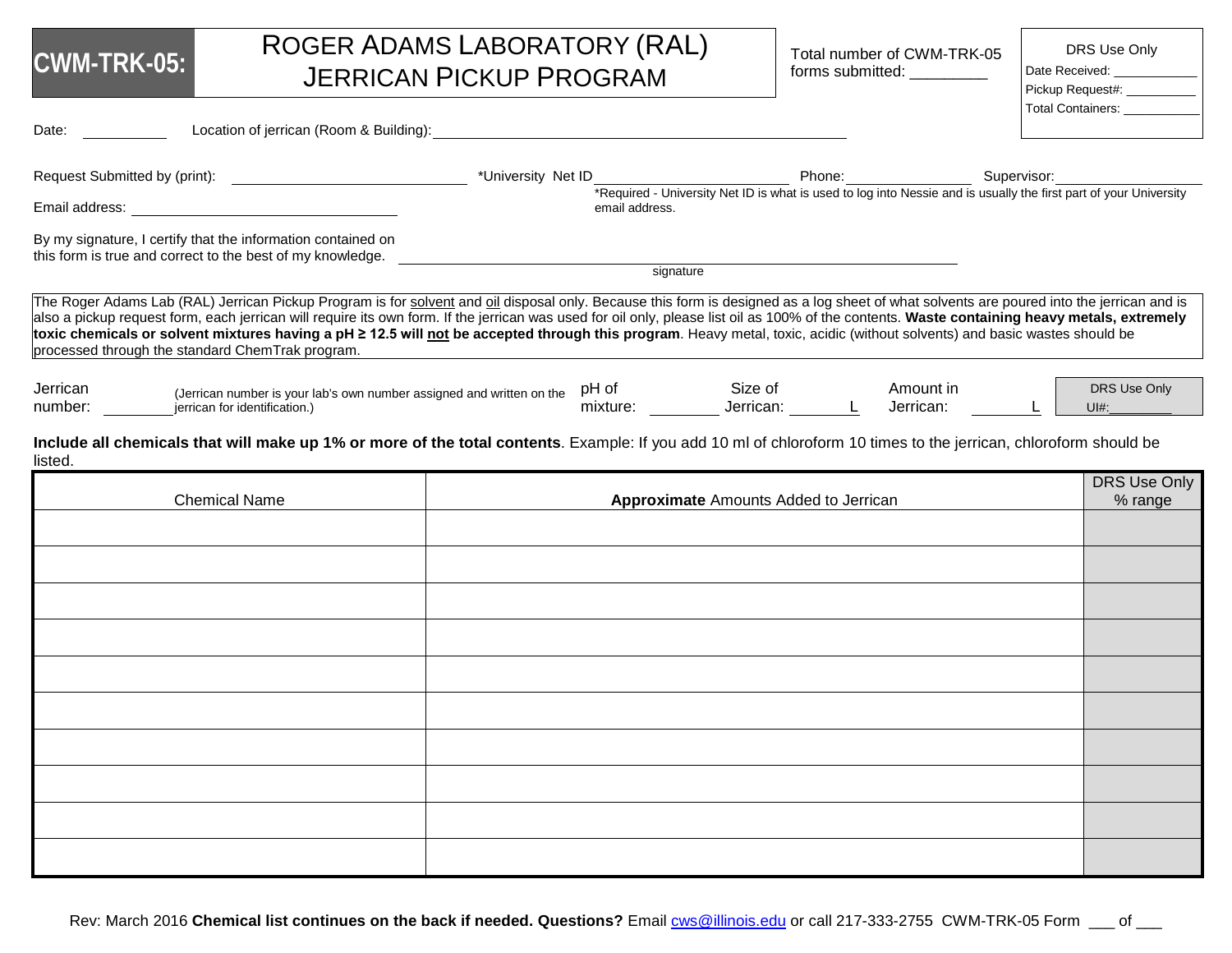**CWM-TRK-05:**

# ROGER ADAMS LABORATORY (RAL) JERRICAN PICKUP PROGRAM

Total number of CWM-TRK-05 forms submitted: _________

DRS Use Only
Date Received: ____________
Pickup Request#: __________
Total Containers: ___________

Date: ___________ Location of jerrican (Room & Building): ______________________________________________

Request Submitted by (print): ______________________ *University Net ID______________________ Phone:______________ Supervisor:________________

Email address: ______________________________

*Required - University Net ID is what is used to log into Nessie and is usually the first part of your University email address.

By my signature, I certify that the information contained on this form is true and correct to the best of my knowledge. ______________________________________________

signature

The Roger Adams Lab (RAL) Jerrican Pickup Program is for solvent and oil disposal only. Because this form is designed as a log sheet of what solvents are poured into the jerrican and is also a pickup request form, each jerrican will require its own form. If the jerrican was used for oil only, please list oil as 100% of the contents. **Waste containing heavy metals, extremely toxic chemicals or solvent mixtures having a pH ≥ 12.5 will not be accepted through this program**. Heavy metal, toxic, acidic (without solvents) and basic wastes should be processed through the standard ChemTrak program.

Jerrican number: ________ (Jerrican number is your lab's own number assigned and written on the jerrican for identification.) pH of mixture: ________ Size of Jerrican: ________ L Amount in Jerrican: ________ L

DRS Use Only
UI#:________

**Include all chemicals that will make up 1% or more of the total contents**. Example: If you add 10 ml of chloroform 10 times to the jerrican, chloroform should be listed.

| Chemical Name | **Approximate** Amounts Added to Jerrican | DRS Use Only % range |
|---|---|---|
| | | |
| | | |
| | | |
| | | |
| | | |
| | | |
| | | |
| | | |
| | | |
| | | |

Rev: March 2016 **Chemical list continues on the back if needed. Questions?** Email cws@illinois.edu or call 217-333-2755 CWM-TRK-05 Form ___ of ___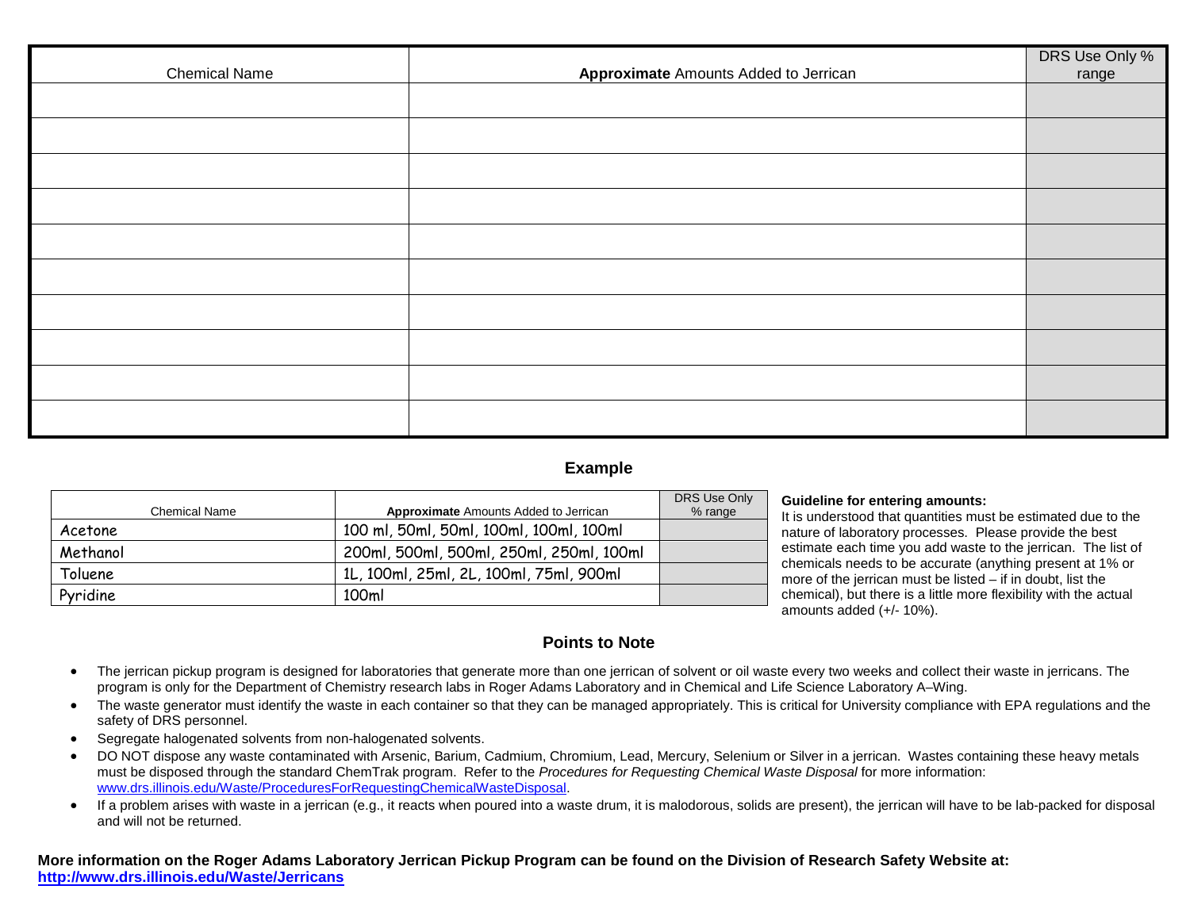| Chemical Name | **Approximate** Amounts Added to Jerrican | DRS Use Only % range |
| --- | --- | --- |
| | | |
| | | |
| | | |
| | | |
| | | |
| | | |
| | | |
| | | |
| | | |
| | | |

## Example

| Chemical Name | **Approximate** Amounts Added to Jerrican | DRS Use Only % range |
| --- | --- | --- |
| Acetone | 100 ml, 50ml, 50ml, 100ml, 100ml, 100ml | |
| Methanol | 200ml, 500ml, 500ml, 250ml, 250ml, 100ml | |
| Toluene | 1L, 100ml, 25ml, 2L, 100ml, 75ml, 900ml | |
| Pyridine | 100ml | |

**Guideline for entering amounts:**
It is understood that quantities must be estimated due to the nature of laboratory processes. Please provide the best estimate each time you add waste to the jerrican. The list of chemicals needs to be accurate (anything present at 1% or more of the jerrican must be listed – if in doubt, list the chemical), but there is a little more flexibility with the actual amounts added (+/- 10%).

## Points to Note

- The jerrican pickup program is designed for laboratories that generate more than one jerrican of solvent or oil waste every two weeks and collect their waste in jerricans. The program is only for the Department of Chemistry research labs in Roger Adams Laboratory and in Chemical and Life Science Laboratory A–Wing.
- The waste generator must identify the waste in each container so that they can be managed appropriately. This is critical for University compliance with EPA regulations and the safety of DRS personnel.
- Segregate halogenated solvents from non-halogenated solvents.
- DO NOT dispose any waste contaminated with Arsenic, Barium, Cadmium, Chromium, Lead, Mercury, Selenium or Silver in a jerrican. Wastes containing these heavy metals must be disposed through the standard ChemTrak program. Refer to the *Procedures for Requesting Chemical Waste Disposal* for more information: www.drs.illinois.edu/Waste/ProceduresForRequestingChemicalWasteDisposal.
- If a problem arises with waste in a jerrican (e.g., it reacts when poured into a waste drum, it is malodorous, solids are present), the jerrican will have to be lab-packed for disposal and will not be returned.

**More information on the Roger Adams Laboratory Jerrican Pickup Program can be found on the Division of Research Safety Website at: http://www.drs.illinois.edu/Waste/Jerricans**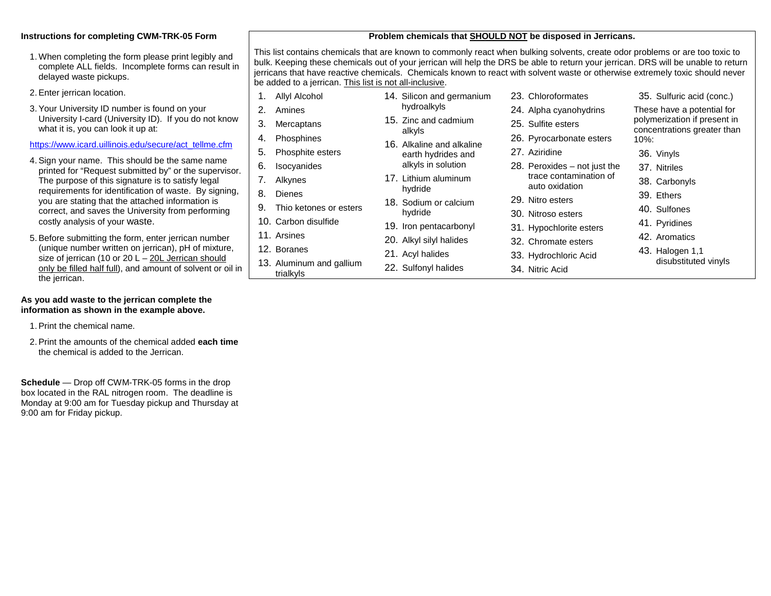### Instructions for completing CWM-TRK-05 Form

1. When completing the form please print legibly and complete ALL fields. Incomplete forms can result in delayed waste pickups.
2. Enter jerrican location.
3. Your University ID number is found on your University I-card (University ID). If you do not know what it is, you can look it up at:

   https://www.icard.uillinois.edu/secure/act_tellme.cfm

4. Sign your name. This should be the same name printed for "Request submitted by" or the supervisor. The purpose of this signature is to satisfy legal requirements for identification of waste. By signing, you are stating that the attached information is correct, and saves the University from performing costly analysis of your waste.
5. Before submitting the form, enter jerrican number (unique number written on jerrican), pH of mixture, size of jerrican (10 or 20 L – 20L Jerrican should only be filled half full), and amount of solvent or oil in the jerrican.

**As you add waste to the jerrican complete the information as shown in the example above.**

1. Print the chemical name.
2. Print the amounts of the chemical added **each time** the chemical is added to the Jerrican.

**Schedule** — Drop off CWM-TRK-05 forms in the drop box located in the RAL nitrogen room. The deadline is Monday at 9:00 am for Tuesday pickup and Thursday at 9:00 am for Friday pickup.

### Problem chemicals that SHOULD NOT be disposed in Jerricans.

This list contains chemicals that are known to commonly react when bulking solvents, create odor problems or are too toxic to bulk. Keeping these chemicals out of your jerrican will help the DRS be able to return your jerrican. DRS will be unable to return jerricans that have reactive chemicals. Chemicals known to react with solvent waste or otherwise extremely toxic should never be added to a jerrican. This list is not all-inclusive.

1. Allyl Alcohol
2. Amines
3. Mercaptans
4. Phosphines
5. Phosphite esters
6. Isocyanides
7. Alkynes
8. Dienes
9. Thio ketones or esters
10. Carbon disulfide
11. Arsines
12. Boranes
13. Aluminum and gallium trialkyls
14. Silicon and germanium hydroalkyls
15. Zinc and cadmium alkyls
16. Alkaline and alkaline earth hydrides and alkyls in solution
17. Lithium aluminum hydride
18. Sodium or calcium hydride
19. Iron pentacarbonyl
20. Alkyl silyl halides
21. Acyl halides
22. Sulfonyl halides
23. Chloroformates
24. Alpha cyanohydrins
25. Sulfite esters
26. Pyrocarbonate esters
27. Aziridine
28. Peroxides – not just the trace contamination of auto oxidation
29. Nitro esters
30. Nitroso esters
31. Hypochlorite esters
32. Chromate esters
33. Hydrochloric Acid
34. Nitric Acid
35. Sulfuric acid (conc.)

These have a potential for polymerization if present in concentrations greater than 10%:

36. Vinyls
37. Nitriles
38. Carbonyls
39. Ethers
40. Sulfones
41. Pyridines
42. Aromatics
43. Halogen 1,1 disubstituted vinyls